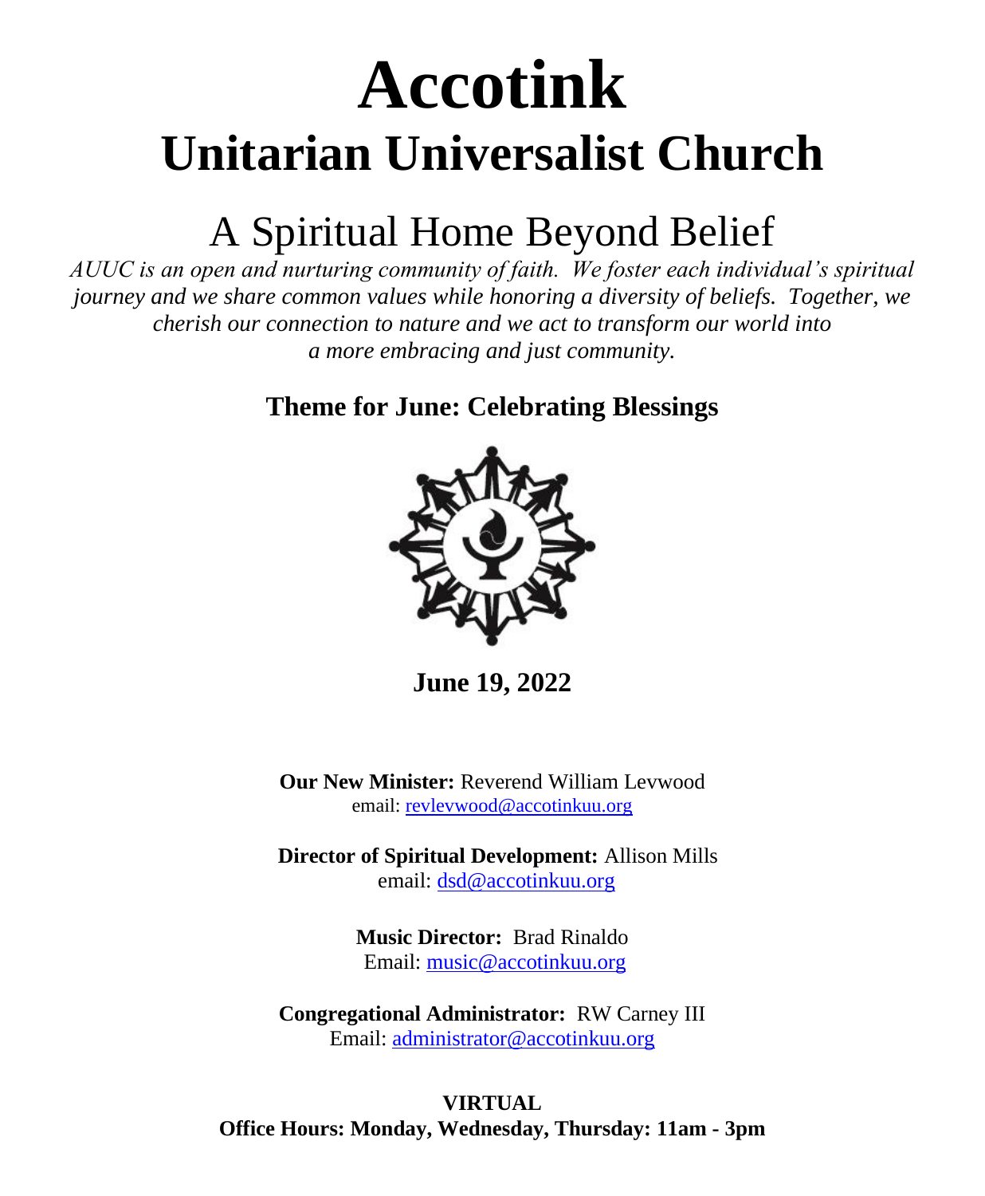# Accotink

# Unitarian Universalist Church

## A Spiritual Home Beyond Belief

*AUUC is an open and nurturing community of faith. We foster each individual's spiritual journey and we share common values while honoring a diversity of beliefs. Together, we cherish our connection to nature and we act to transform our world into a more embracing and just community.*

**Theme for June: Celebrating Blessings**

**June 19, 2022**

**Our New Minister:** Reverend William Levwood
email: revlevwood@accotinkuu.org

**Director of Spiritual Development:** Allison Mills
email: dsd@accotinkuu.org

**Music Director:** Brad Rinaldo
Email: music@accotinkuu.org

**Congregational Administrator:** RW Carney III
Email: administrator@accotinkuu.org

**VIRTUAL**
**Office Hours: Monday, Wednesday, Thursday: 11am - 3pm**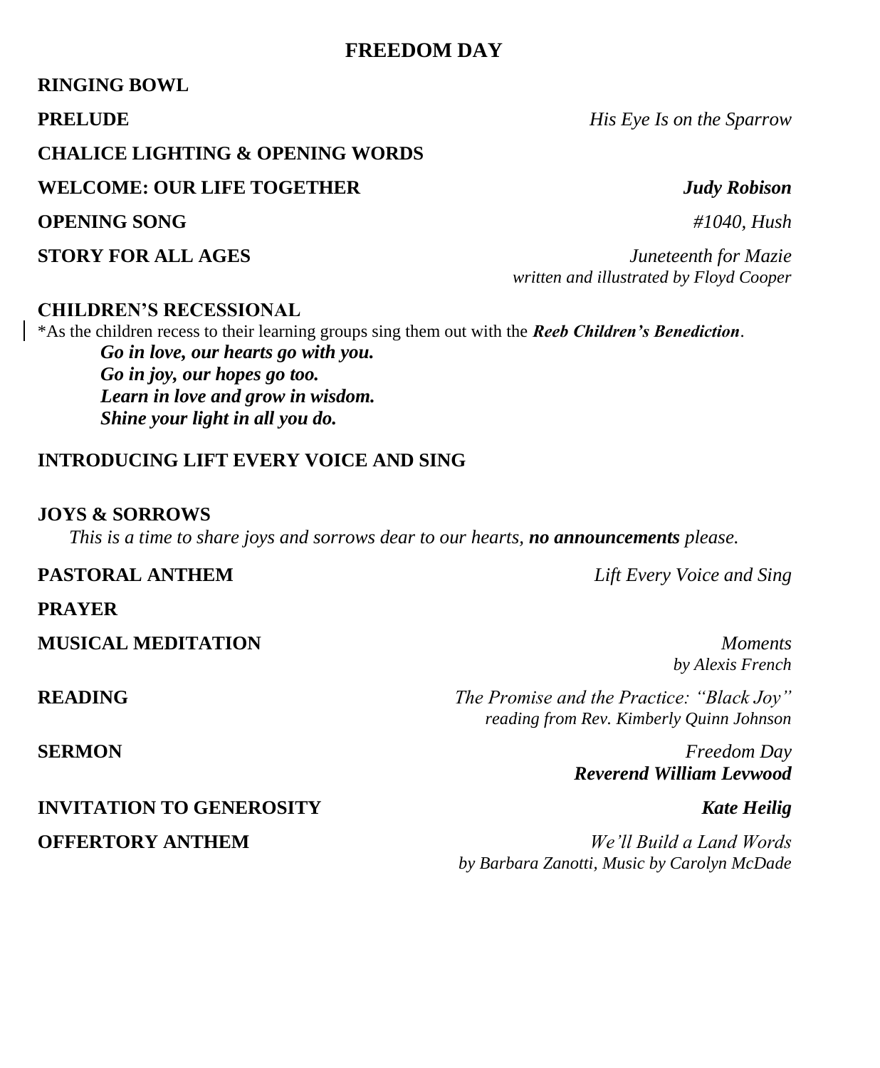# FREEDOM DAY

**RINGING BOWL**

**PRELUDE** *His Eye Is on the Sparrow*

**CHALICE LIGHTING & OPENING WORDS**

**WELCOME: OUR LIFE TOGETHER** ***Judy Robison***

**OPENING SONG** *#1040, Hush*

**STORY FOR ALL AGES** *Juneteenth for Mazie*
*written and illustrated by Floyd Cooper*

**CHILDREN'S RECESSIONAL**

*As the children recess to their learning groups sing them out with the ***Reeb Children's Benediction***.

***Go in love, our hearts go with you.***
***Go in joy, our hopes go too.***
***Learn in love and grow in wisdom.***
***Shine your light in all you do.***

**INTRODUCING LIFT EVERY VOICE AND SING**

**JOYS & SORROWS**

*This is a time to share joys and sorrows dear to our hearts,* ***no announcements*** *please.*

**PASTORAL ANTHEM** *Lift Every Voice and Sing*

**PRAYER**

**MUSICAL MEDITATION** *Moments*
*by Alexis French*

**READING** *The Promise and the Practice: "Black Joy"*
*reading from Rev. Kimberly Quinn Johnson*

**SERMON** *Freedom Day*
***Reverend William Levwood***

**INVITATION TO GENEROSITY** ***Kate Heilig***

**OFFERTORY ANTHEM** *We'll Build a Land Words*
*by Barbara Zanotti, Music by Carolyn McDade*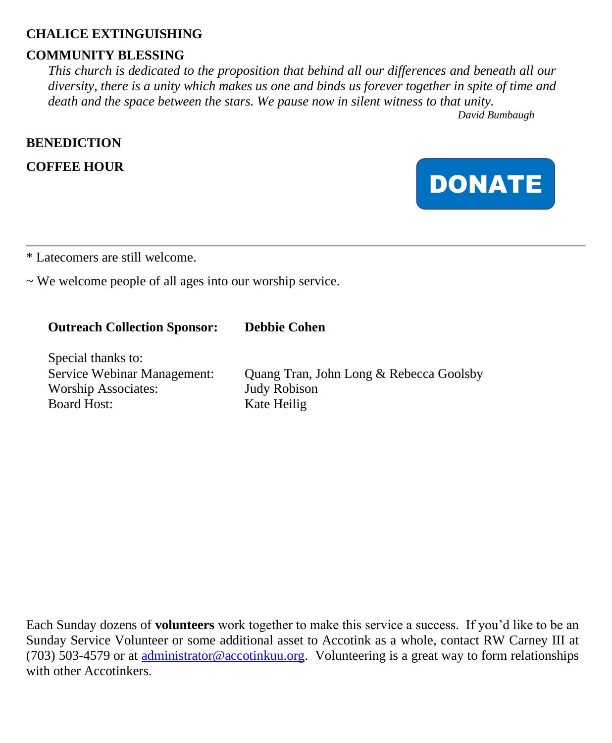**CHALICE EXTINGUISHING**

**COMMUNITY BLESSING**

*This church is dedicated to the proposition that behind all our differences and beneath all our diversity, there is a unity which makes us one and binds us forever together in spite of time and death and the space between the stars. We pause now in silent witness to that unity.*

*David Bumbaugh*

**BENEDICTION**

**COFFEE HOUR**

DONATE

---

* Latecomers are still welcome.

~ We welcome people of all ages into our worship service.

| **Outreach Collection Sponsor:** | **Debbie Cohen** |
|---|---|
| Special thanks to: | |
| Service Webinar Management: | Quang Tran, John Long & Rebecca Goolsby |
| Worship Associates: | Judy Robison |
| Board Host: | Kate Heilig |

Each Sunday dozens of **volunteers** work together to make this service a success. If you'd like to be an Sunday Service Volunteer or some additional asset to Accotink as a whole, contact RW Carney III at (703) 503-4579 or at administrator@accotinkuu.org. Volunteering is a great way to form relationships with other Accotinkers.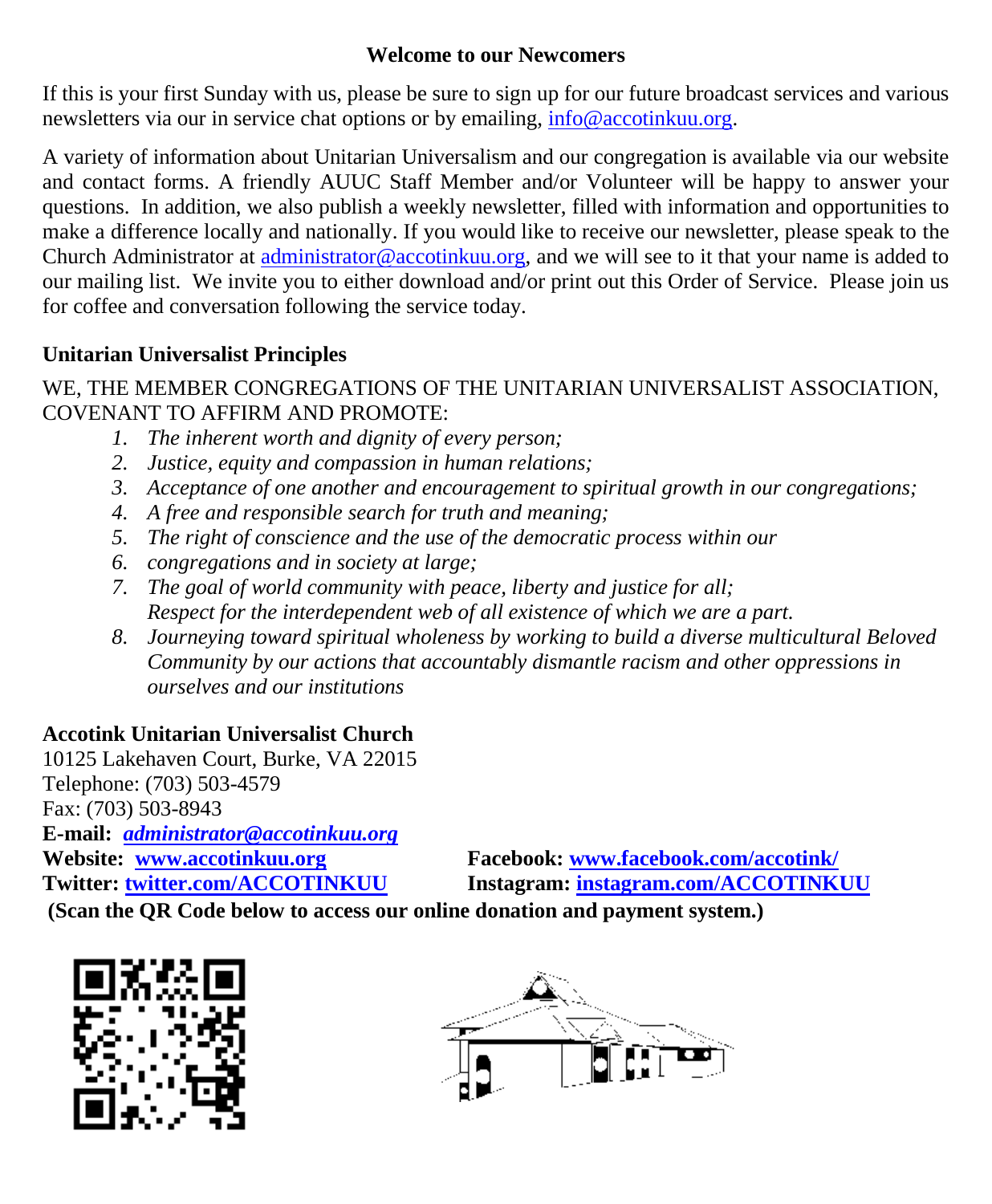**Welcome to our Newcomers**

If this is your first Sunday with us, please be sure to sign up for our future broadcast services and various newsletters via our in service chat options or by emailing, info@accotinkuu.org.

A variety of information about Unitarian Universalism and our congregation is available via our website and contact forms. A friendly AUUC Staff Member and/or Volunteer will be happy to answer your questions. In addition, we also publish a weekly newsletter, filled with information and opportunities to make a difference locally and nationally. If you would like to receive our newsletter, please speak to the Church Administrator at administrator@accotinkuu.org, and we will see to it that your name is added to our mailing list. We invite you to either download and/or print out this Order of Service. Please join us for coffee and conversation following the service today.

**Unitarian Universalist Principles**

WE, THE MEMBER CONGREGATIONS OF THE UNITARIAN UNIVERSALIST ASSOCIATION, COVENANT TO AFFIRM AND PROMOTE:

1. *The inherent worth and dignity of every person;*
2. *Justice, equity and compassion in human relations;*
3. *Acceptance of one another and encouragement to spiritual growth in our congregations;*
4. *A free and responsible search for truth and meaning;*
5. *The right of conscience and the use of the democratic process within our*
6. *congregations and in society at large;*
7. *The goal of world community with peace, liberty and justice for all;*
   *Respect for the interdependent web of all existence of which we are a part.*
8. *Journeying toward spiritual wholeness by working to build a diverse multicultural Beloved Community by our actions that accountably dismantle racism and other oppressions in ourselves and our institutions*

**Accotink Unitarian Universalist Church**
10125 Lakehaven Court, Burke, VA 22015
Telephone: (703) 503-4579
Fax: (703) 503-8943
**E-mail:** ***administrator@accotinkuu.org***
**Website: www.accotinkuu.org**
**Facebook: www.facebook.com/accotink/**
**Twitter: twitter.com/ACCOTINKUU**
**Instagram: instagram.com/ACCOTINKUU**

**(Scan the QR Code below to access our online donation and payment system.)**